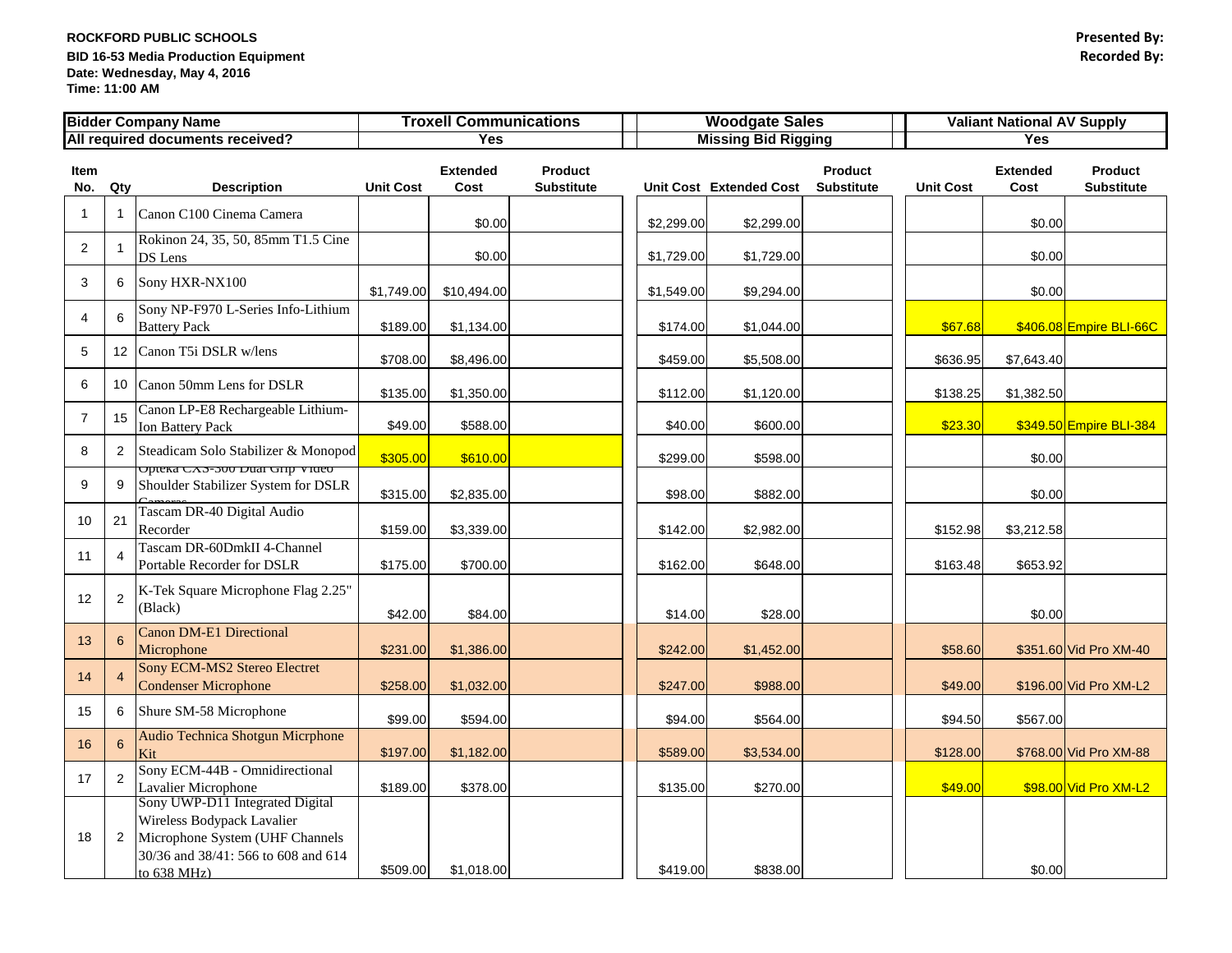**ROCKFORD PUBLIC SCHOOLS**
**BID 16-53 Media Production Equipment**
**Date: Wednesday, May 4, 2016**
**Time: 11:00 AM**

**Presented By:**
**Recorded By:**

| Bidder Company Name | | | Troxell Communications | | | Woodgate Sales | | | Valiant National AV Supply | | |
|---|---|---|---|---|---|---|---|---|---|---|---|
| All required documents received? | | | Yes | | | Missing Bid Rigging | | | Yes | | |
| Item No. | Qty | Description | Unit Cost | Extended Cost | Product Substitute | Unit Cost | Extended Cost | Product Substitute | Unit Cost | Extended Cost | Product Substitute |
| 1 | 1 | Canon C100 Cinema Camera | | $0.00 | | $2,299.00 | $2,299.00 | | | $0.00 | |
| 2 | 1 | Rokinon 24, 35, 50, 85mm T1.5 Cine DS Lens | | $0.00 | | $1,729.00 | $1,729.00 | | | $0.00 | |
| 3 | 6 | Sony HXR-NX100 | $1,749.00 | $10,494.00 | | $1,549.00 | $9,294.00 | | | $0.00 | |
| 4 | 6 | Sony NP-F970 L-Series Info-Lithium Battery Pack | $189.00 | $1,134.00 | | $174.00 | $1,044.00 | | $67.68 | $406.08 | Empire BLI-66C |
| 5 | 12 | Canon T5i DSLR w/lens | $708.00 | $8,496.00 | | $459.00 | $5,508.00 | | $636.95 | $7,643.40 | |
| 6 | 10 | Canon 50mm Lens for DSLR | $135.00 | $1,350.00 | | $112.00 | $1,120.00 | | $138.25 | $1,382.50 | |
| 7 | 15 | Canon LP-E8 Rechargeable Lithium-Ion Battery Pack | $49.00 | $588.00 | | $40.00 | $600.00 | | $23.30 | $349.50 | Empire BLI-384 |
| 8 | 2 | Steadicam Solo Stabilizer & Monopod | $305.00 | $610.00 | | $299.00 | $598.00 | | | $0.00 | |
| 9 | 9 | Opteka CXS-300 Dual Grip Video Shoulder Stabilizer System for DSLR Cameras | $315.00 | $2,835.00 | | $98.00 | $882.00 | | | $0.00 | |
| 10 | 21 | Tascam DR-40 Digital Audio Recorder | $159.00 | $3,339.00 | | $142.00 | $2,982.00 | | $152.98 | $3,212.58 | |
| 11 | 4 | Tascam DR-60DmkII 4-Channel Portable Recorder for DSLR | $175.00 | $700.00 | | $162.00 | $648.00 | | $163.48 | $653.92 | |
| 12 | 2 | K-Tek Square Microphone Flag 2.25" (Black) | $42.00 | $84.00 | | $14.00 | $28.00 | | | $0.00 | |
| 13 | 6 | Canon DM-E1 Directional Microphone | $231.00 | $1,386.00 | | $242.00 | $1,452.00 | | $58.60 | $351.60 | Vid Pro XM-40 |
| 14 | 4 | Sony ECM-MS2 Stereo Electret Condenser Microphone | $258.00 | $1,032.00 | | $247.00 | $988.00 | | $49.00 | $196.00 | Vid Pro XM-L2 |
| 15 | 6 | Shure SM-58 Microphone | $99.00 | $594.00 | | $94.00 | $564.00 | | $94.50 | $567.00 | |
| 16 | 6 | Audio Technica Shotgun Micrphone Kit | $197.00 | $1,182.00 | | $589.00 | $3,534.00 | | $128.00 | $768.00 | Vid Pro XM-88 |
| 17 | 2 | Sony ECM-44B - Omnidirectional Lavalier Microphone | $189.00 | $378.00 | | $135.00 | $270.00 | | $49.00 | $98.00 | Vid Pro XM-L2 |
| 18 | 2 | Sony UWP-D11 Integrated Digital Wireless Bodypack Lavalier Microphone System (UHF Channels 30/36 and 38/41: 566 to 608 and 614 to 638 MHz) | $509.00 | $1,018.00 | | $419.00 | $838.00 | | | $0.00 | |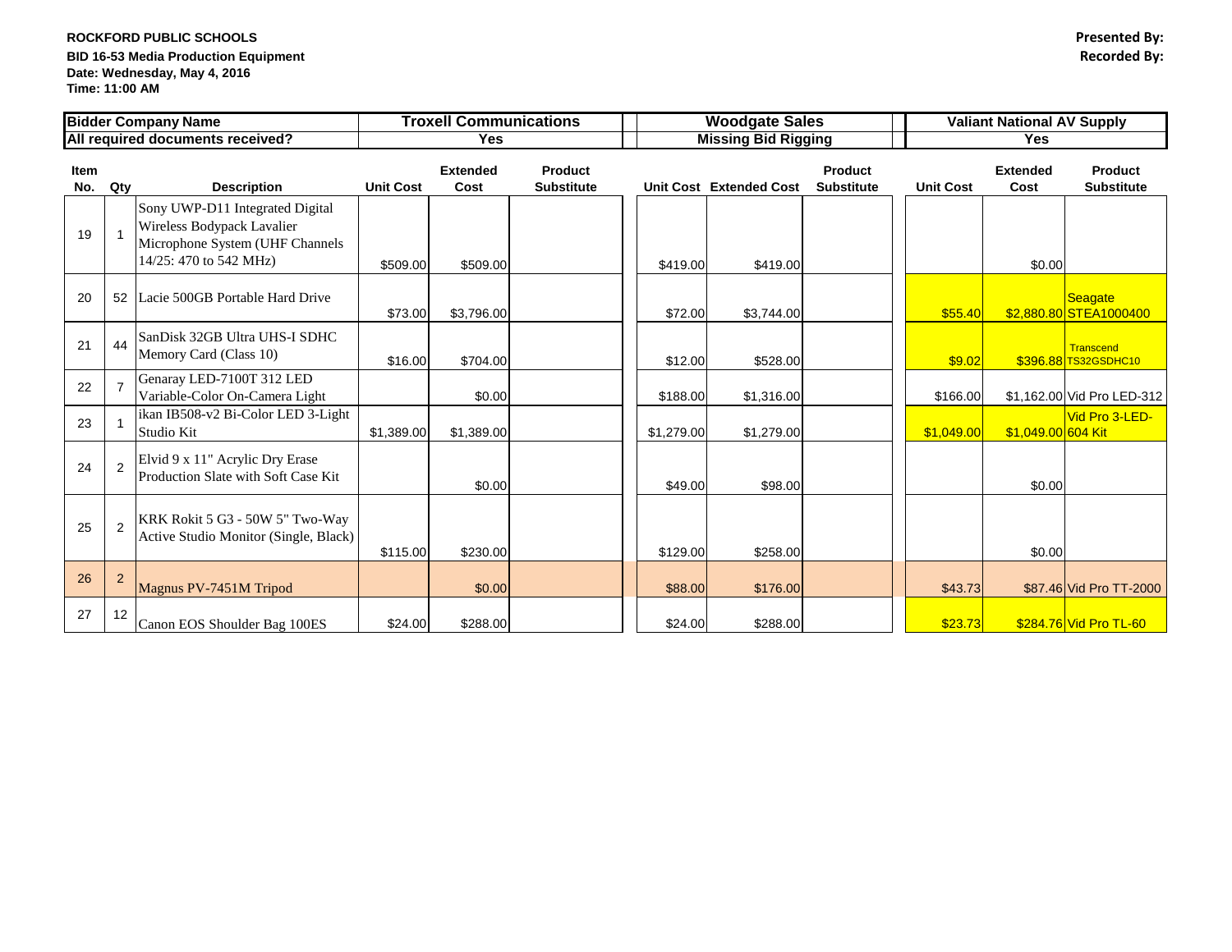**ROCKFORD PUBLIC SCHOOLS**
**BID 16-53 Media Production Equipment**
**Date: Wednesday, May 4, 2016**
**Time: 11:00 AM**

**Presented By:**
**Recorded By:**

| Bidder Company Name | | | Troxell Communications | | | Woodgate Sales | | | Valiant National AV Supply | | |
|---|---|---|---|---|---|---|---|---|---|---|---|
| All required documents received? | | | Yes | | | Missing Bid Rigging | | | Yes | | |
| Item No. | Qty | Description | Unit Cost | Extended Cost | Product Substitute | Unit Cost | Extended Cost | Product Substitute | Unit Cost | Extended Cost | Product Substitute |
| 19 | 1 | Sony UWP-D11 Integrated Digital Wireless Bodypack Lavalier Microphone System (UHF Channels 14/25: 470 to 542 MHz) | $509.00 | $509.00 | | $419.00 | $419.00 | | | $0.00 | |
| 20 | 52 | Lacie 500GB Portable Hard Drive | $73.00 | $3,796.00 | | $72.00 | $3,744.00 | | $55.40 | $2,880.80 | Seagate STEA1000400 |
| 21 | 44 | SanDisk 32GB Ultra UHS-I SDHC Memory Card (Class 10) | $16.00 | $704.00 | | $12.00 | $528.00 | | $9.02 | $396.88 | Transcend TS32GSDHC10 |
| 22 | 7 | Genaray LED-7100T 312 LED Variable-Color On-Camera Light | | $0.00 | | $188.00 | $1,316.00 | | $166.00 | $1,162.00 | Vid Pro LED-312 |
| 23 | 1 | ikan IB508-v2 Bi-Color LED 3-Light Studio Kit | $1,389.00 | $1,389.00 | | $1,279.00 | $1,279.00 | | $1,049.00 | $1,049.00 | Vid Pro 3-LED-604 Kit |
| 24 | 2 | Elvid 9 x 11" Acrylic Dry Erase Production Slate with Soft Case Kit | | $0.00 | | $49.00 | $98.00 | | | $0.00 | |
| 25 | 2 | KRK Rokit 5 G3 - 50W 5" Two-Way Active Studio Monitor (Single, Black) | $115.00 | $230.00 | | $129.00 | $258.00 | | | $0.00 | |
| 26 | 2 | Magnus PV-7451M Tripod | | $0.00 | | $88.00 | $176.00 | | $43.73 | $87.46 | Vid Pro TT-2000 |
| 27 | 12 | Canon EOS Shoulder Bag 100ES | $24.00 | $288.00 | | $24.00 | $288.00 | | $23.73 | $284.76 | Vid Pro TL-60 |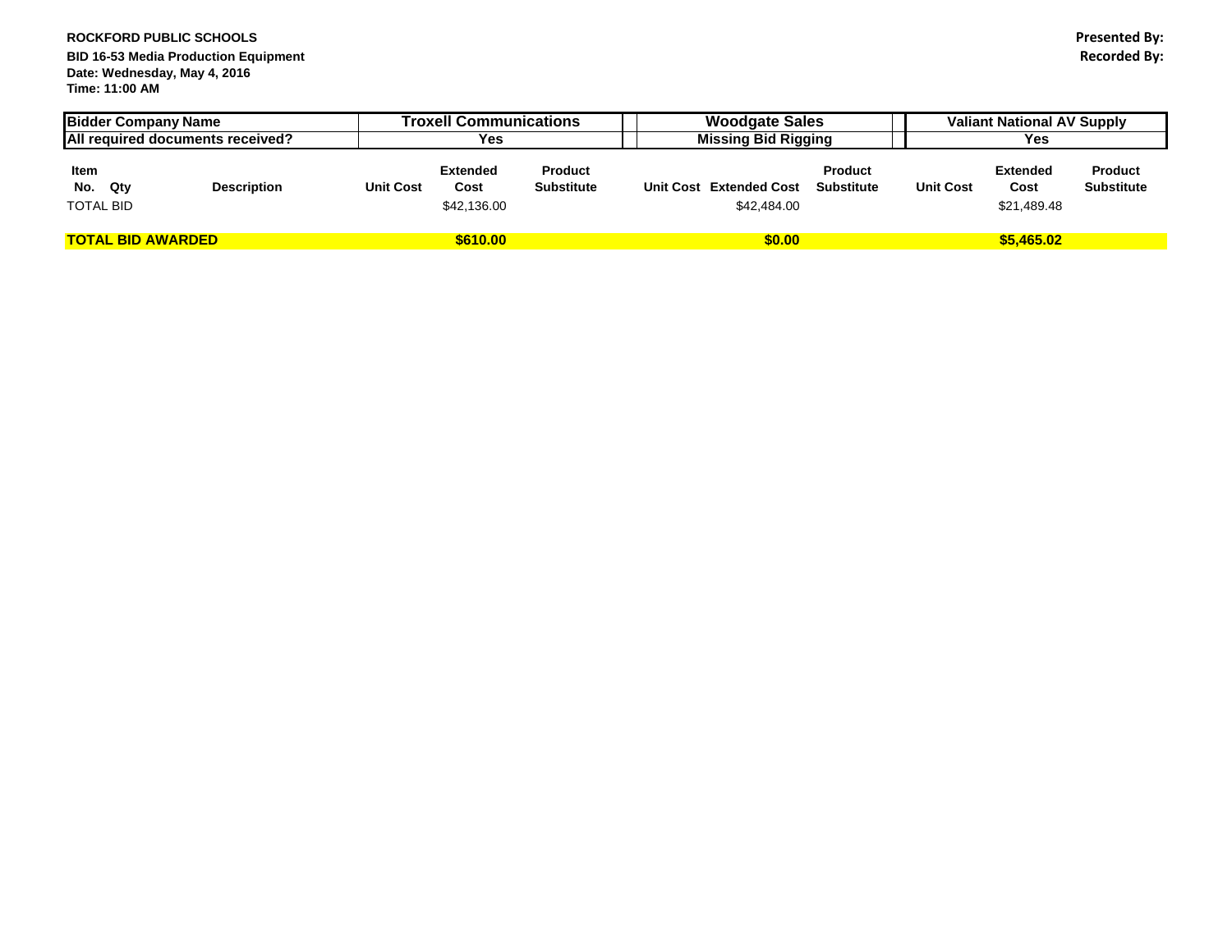**ROCKFORD PUBLIC SCHOOLS**
**BID 16-53 Media Production Equipment**
**Date: Wednesday, May 4, 2016**
**Time: 11:00 AM**

**Presented By:**
**Recorded By:**

| **Bidder Company Name** | | | **Troxell Communications** | | | **Woodgate Sales** | | | **Valiant National AV Supply** | | |
|---|---|---|---|---|---|---|---|---|---|---|---|
| **All required documents received?** | | | **Yes** | | | **Missing Bid Rigging** | | | **Yes** | | |
| **Item No.** | **Qty** | **Description** | **Unit Cost** | **Extended Cost** | **Product Substitute** | **Unit Cost** | **Extended Cost** | **Product Substitute** | **Unit Cost** | **Extended Cost** | **Product Substitute** |
| TOTAL BID | | | | $42,136.00 | | | $42,484.00 | | | $21,489.48 | |
| **TOTAL BID AWARDED** | | | | **$610.00** | | | **$0.00** | | | **$5,465.02** | |